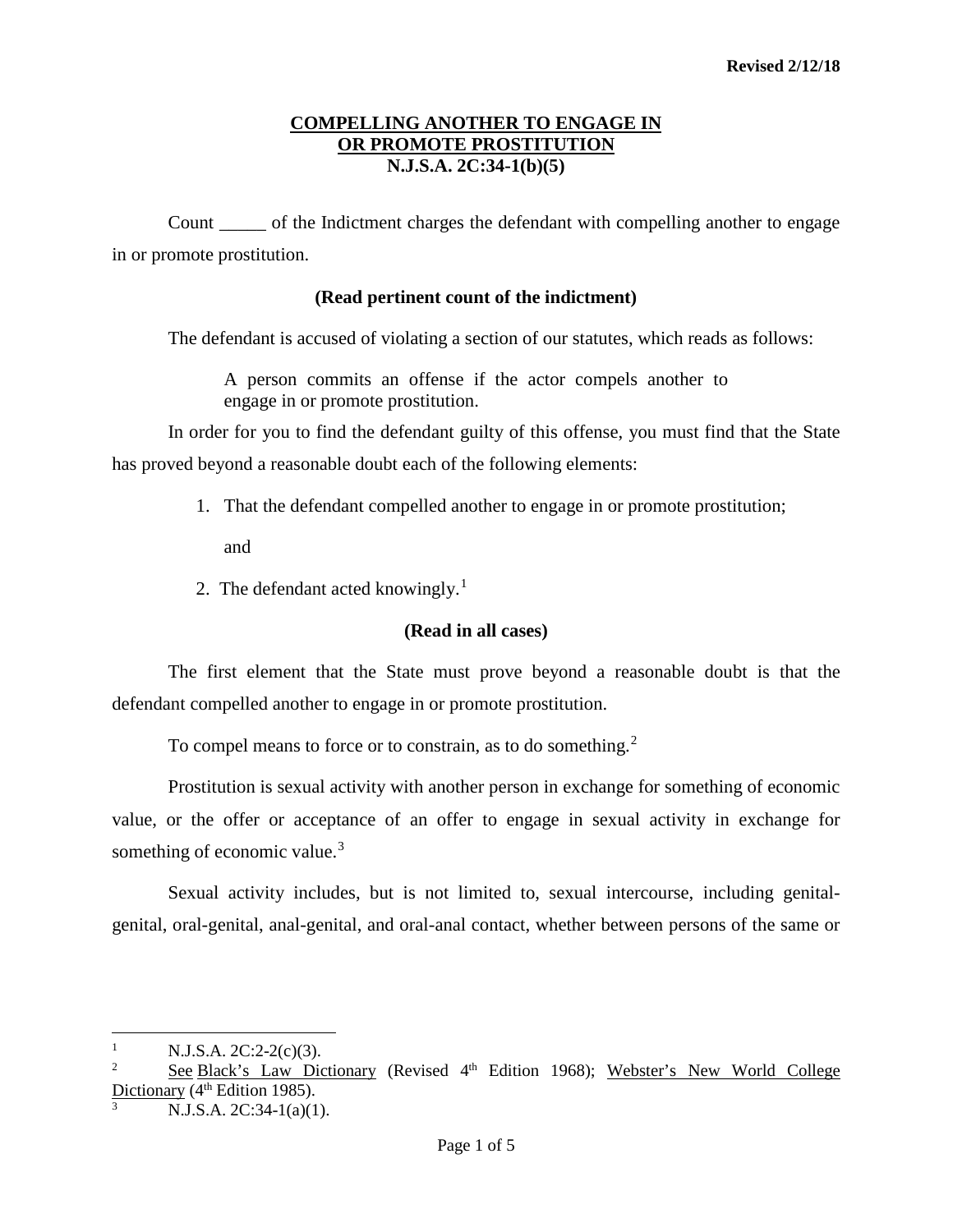Revised 2/12/18

# COMPELLING ANOTHER TO ENGAGE IN OR PROMOTE PROSTITUTION
## N.J.S.A. 2C:34-1(b)(5)

Count _____ of the Indictment charges the defendant with compelling another to engage in or promote prostitution.

**(Read pertinent count of the indictment)**

The defendant is accused of violating a section of our statutes, which reads as follows:

> A person commits an offense if the actor compels another to engage in or promote prostitution.

In order for you to find the defendant guilty of this offense, you must find that the State has proved beyond a reasonable doubt each of the following elements:

1. That the defendant compelled another to engage in or promote prostitution;

   and

2. The defendant acted knowingly.[1]

**(Read in all cases)**

The first element that the State must prove beyond a reasonable doubt is that the defendant compelled another to engage in or promote prostitution.

To compel means to force or to constrain, as to do something.[2]

Prostitution is sexual activity with another person in exchange for something of economic value, or the offer or acceptance of an offer to engage in sexual activity in exchange for something of economic value.[3]

Sexual activity includes, but is not limited to, sexual intercourse, including genital-genital, oral-genital, anal-genital, and oral-anal contact, whether between persons of the same or

---

[1] N.J.S.A. 2C:2-2(c)(3).

[2] See Black's Law Dictionary (Revised 4th Edition 1968); Webster's New World College Dictionary (4th Edition 1985).

[3] N.J.S.A. 2C:34-1(a)(1).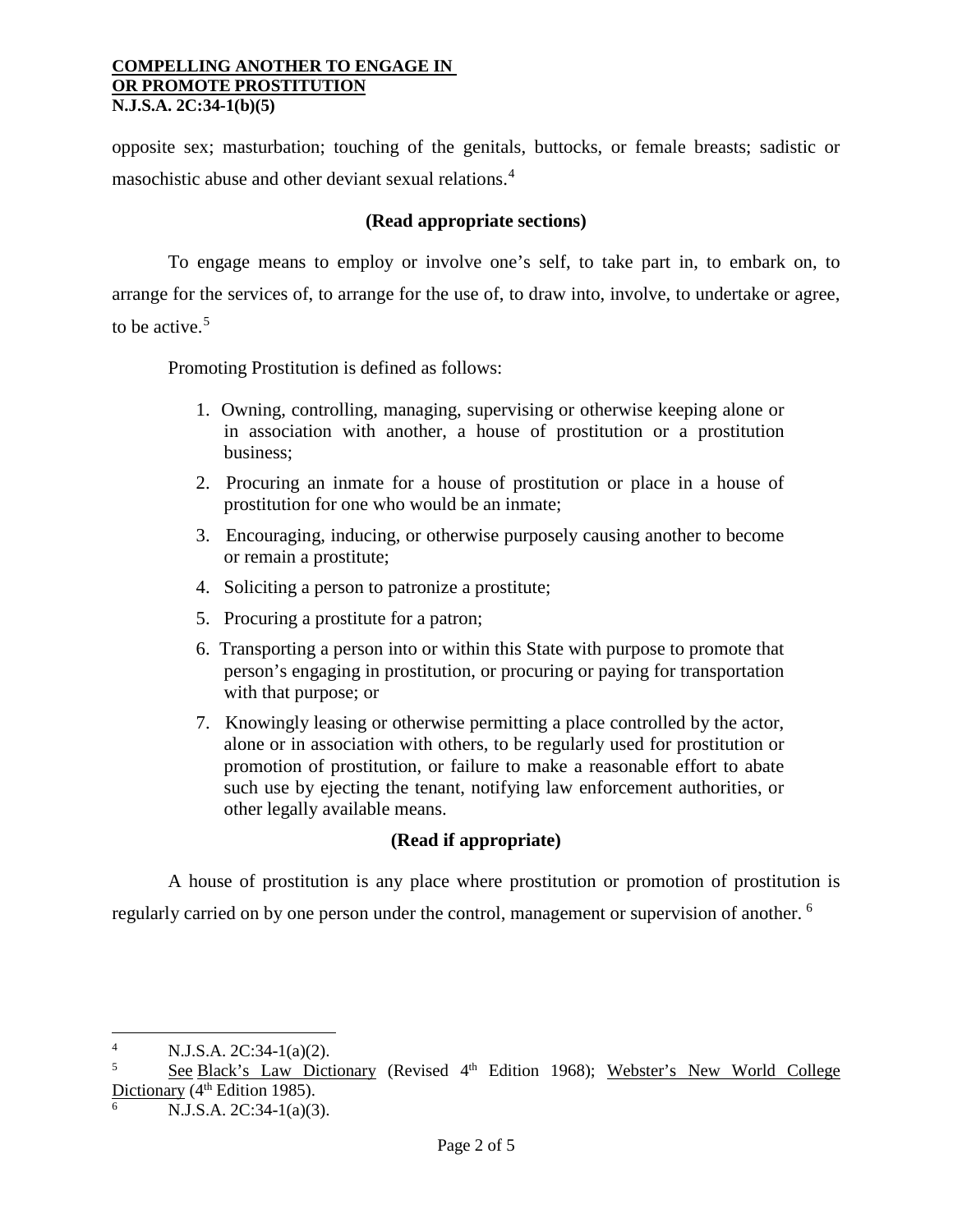opposite sex; masturbation; touching of the genitals, buttocks, or female breasts; sadistic or masochistic abuse and other deviant sexual relations.[4]

**(Read appropriate sections)**

To engage means to employ or involve one's self, to take part in, to embark on, to arrange for the services of, to arrange for the use of, to draw into, involve, to undertake or agree, to be active.[5]

Promoting Prostitution is defined as follows:

1. Owning, controlling, managing, supervising or otherwise keeping alone or in association with another, a house of prostitution or a prostitution business;
2. Procuring an inmate for a house of prostitution or place in a house of prostitution for one who would be an inmate;
3. Encouraging, inducing, or otherwise purposely causing another to become or remain a prostitute;
4. Soliciting a person to patronize a prostitute;
5. Procuring a prostitute for a patron;
6. Transporting a person into or within this State with purpose to promote that person's engaging in prostitution, or procuring or paying for transportation with that purpose; or
7. Knowingly leasing or otherwise permitting a place controlled by the actor, alone or in association with others, to be regularly used for prostitution or promotion of prostitution, or failure to make a reasonable effort to abate such use by ejecting the tenant, notifying law enforcement authorities, or other legally available means.

**(Read if appropriate)**

A house of prostitution is any place where prostitution or promotion of prostitution is regularly carried on by one person under the control, management or supervision of another.[6]

---

[4] N.J.S.A. 2C:34-1(a)(2).

[5] See Black's Law Dictionary (Revised 4th Edition 1968); Webster's New World College Dictionary (4th Edition 1985).

[6] N.J.S.A. 2C:34-1(a)(3).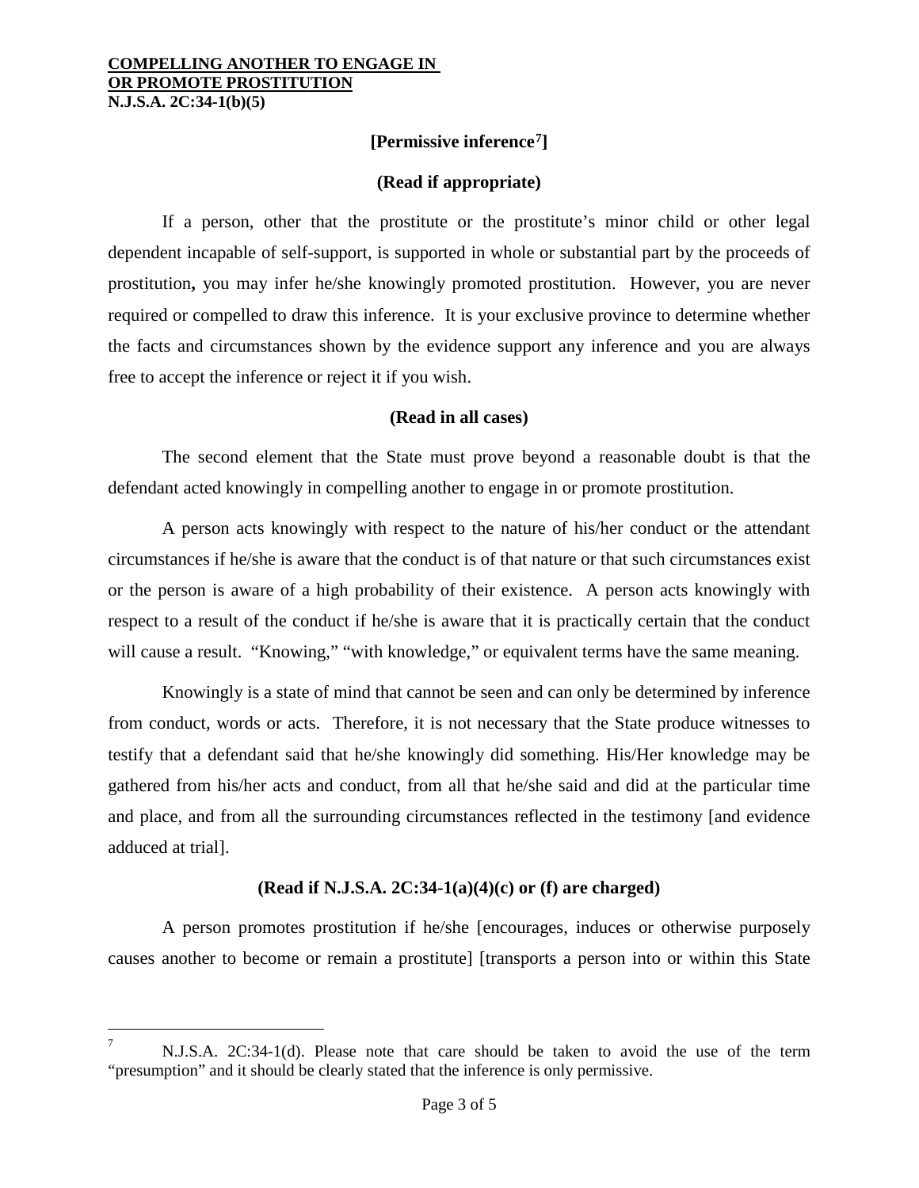**[Permissive inference[7]]**

**(Read if appropriate)**

If a person, other that the prostitute or the prostitute's minor child or other legal dependent incapable of self-support, is supported in whole or substantial part by the proceeds of prostitution**,** you may infer he/she knowingly promoted prostitution. However, you are never required or compelled to draw this inference. It is your exclusive province to determine whether the facts and circumstances shown by the evidence support any inference and you are always free to accept the inference or reject it if you wish.

**(Read in all cases)**

The second element that the State must prove beyond a reasonable doubt is that the defendant acted knowingly in compelling another to engage in or promote prostitution.

A person acts knowingly with respect to the nature of his/her conduct or the attendant circumstances if he/she is aware that the conduct is of that nature or that such circumstances exist or the person is aware of a high probability of their existence. A person acts knowingly with respect to a result of the conduct if he/she is aware that it is practically certain that the conduct will cause a result. "Knowing," "with knowledge," or equivalent terms have the same meaning.

Knowingly is a state of mind that cannot be seen and can only be determined by inference from conduct, words or acts. Therefore, it is not necessary that the State produce witnesses to testify that a defendant said that he/she knowingly did something. His/Her knowledge may be gathered from his/her acts and conduct, from all that he/she said and did at the particular time and place, and from all the surrounding circumstances reflected in the testimony [and evidence adduced at trial].

**(Read if N.J.S.A. 2C:34-1(a)(4)(c) or (f) are charged)**

A person promotes prostitution if he/she [encourages, induces or otherwise purposely causes another to become or remain a prostitute] [transports a person into or within this State

---

[7] N.J.S.A. 2C:34-1(d). Please note that care should be taken to avoid the use of the term "presumption" and it should be clearly stated that the inference is only permissive.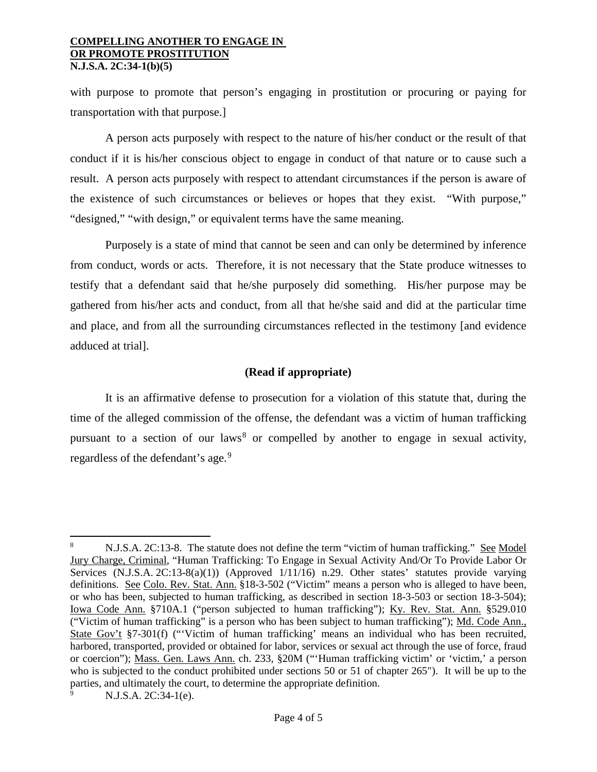with purpose to promote that person's engaging in prostitution or procuring or paying for transportation with that purpose.]

A person acts purposely with respect to the nature of his/her conduct or the result of that conduct if it is his/her conscious object to engage in conduct of that nature or to cause such a result. A person acts purposely with respect to attendant circumstances if the person is aware of the existence of such circumstances or believes or hopes that they exist. "With purpose," "designed," "with design," or equivalent terms have the same meaning.

Purposely is a state of mind that cannot be seen and can only be determined by inference from conduct, words or acts. Therefore, it is not necessary that the State produce witnesses to testify that a defendant said that he/she purposely did something. His/her purpose may be gathered from his/her acts and conduct, from all that he/she said and did at the particular time and place, and from all the surrounding circumstances reflected in the testimony [and evidence adduced at trial].

**(Read if appropriate)**

It is an affirmative defense to prosecution for a violation of this statute that, during the time of the alleged commission of the offense, the defendant was a victim of human trafficking pursuant to a section of our laws[8] or compelled by another to engage in sexual activity, regardless of the defendant's age.[9]

---

[8] N.J.S.A. 2C:13-8. The statute does not define the term "victim of human trafficking." See Model Jury Charge, Criminal, "Human Trafficking: To Engage in Sexual Activity And/Or To Provide Labor Or Services (N.J.S.A. 2C:13-8(a)(1)) (Approved 1/11/16) n.29. Other states' statutes provide varying definitions. See Colo. Rev. Stat. Ann. §18-3-502 ("Victim" means a person who is alleged to have been, or who has been, subjected to human trafficking, as described in section 18-3-503 or section 18-3-504); Iowa Code Ann. §710A.1 ("person subjected to human trafficking"); Ky. Rev. Stat. Ann. §529.010 ("Victim of human trafficking" is a person who has been subject to human trafficking"); Md. Code Ann., State Gov't §7-301(f) ("'Victim of human trafficking' means an individual who has been recruited, harbored, transported, provided or obtained for labor, services or sexual act through the use of force, fraud or coercion"); Mass. Gen. Laws Ann. ch. 233, §20M ("'Human trafficking victim' or 'victim,' a person who is subjected to the conduct prohibited under sections 50 or 51 of chapter 265"). It will be up to the parties, and ultimately the court, to determine the appropriate definition.

[9] N.J.S.A. 2C:34-1(e).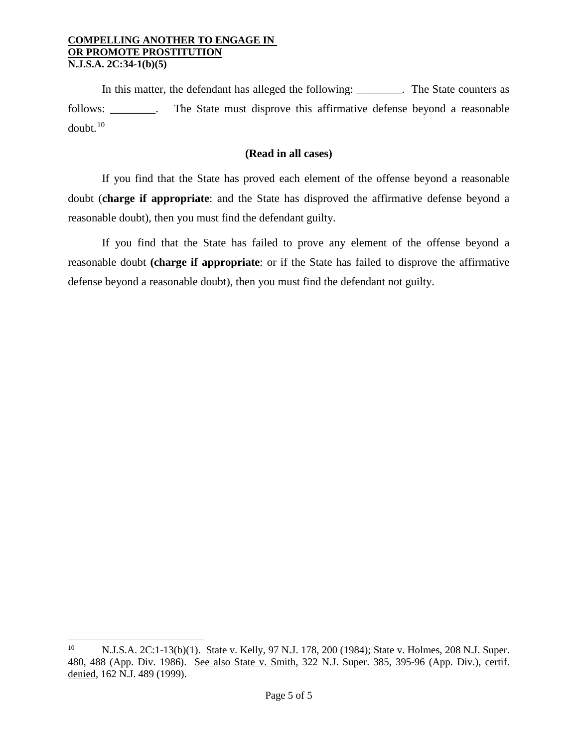In this matter, the defendant has alleged the following: ________. The State counters as follows: ________. The State must disprove this affirmative defense beyond a reasonable doubt.[10]

**(Read in all cases)**

If you find that the State has proved each element of the offense beyond a reasonable doubt (**charge if appropriate**: and the State has disproved the affirmative defense beyond a reasonable doubt), then you must find the defendant guilty.

If you find that the State has failed to prove any element of the offense beyond a reasonable doubt **(charge if appropriate**: or if the State has failed to disprove the affirmative defense beyond a reasonable doubt), then you must find the defendant not guilty.

---

[10] N.J.S.A. 2C:1-13(b)(1). State v. Kelly, 97 N.J. 178, 200 (1984); State v. Holmes, 208 N.J. Super. 480, 488 (App. Div. 1986). See also State v. Smith, 322 N.J. Super. 385, 395-96 (App. Div.), certif. denied, 162 N.J. 489 (1999).